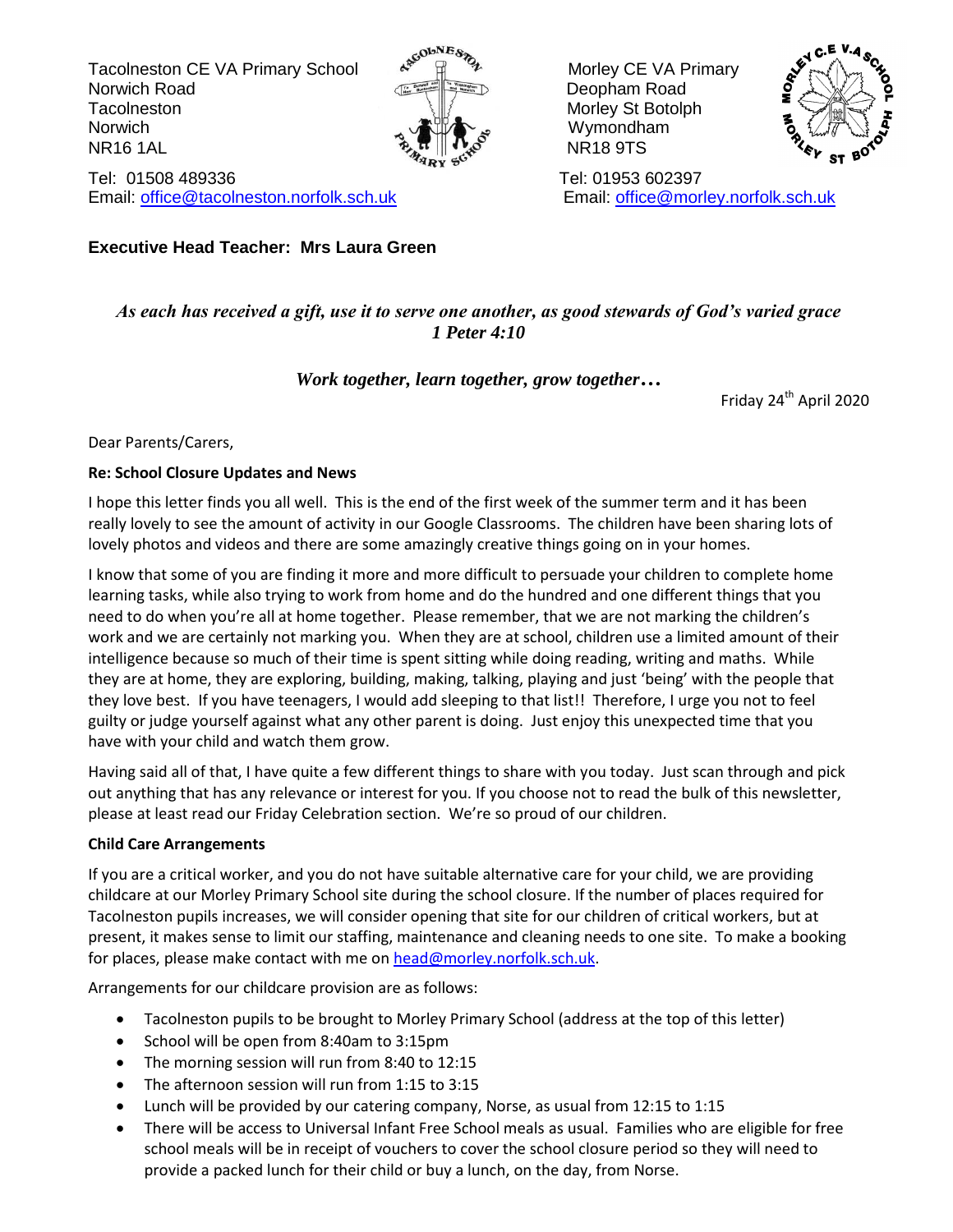Tacolneston CE VA Primary School
Norwich Road
Tacolneston
Norwich
NR16 1AL

Tel: 01508 489336
Email: office@tacolneston.norfolk.sch.uk

Morley CE VA Primary
Deopham Road
Morley St Botolph
Wymondham
NR18 9TS

Tel: 01953 602397
Email: office@morley.norfolk.sch.uk

**Executive Head Teacher: Mrs Laura Green**

***As each has received a gift, use it to serve one another, as good stewards of God's varied grace***
***1 Peter 4:10***

***Work together, learn together, grow together…***

Friday 24th April 2020

Dear Parents/Carers,

**Re: School Closure Updates and News**

I hope this letter finds you all well. This is the end of the first week of the summer term and it has been really lovely to see the amount of activity in our Google Classrooms. The children have been sharing lots of lovely photos and videos and there are some amazingly creative things going on in your homes.

I know that some of you are finding it more and more difficult to persuade your children to complete home learning tasks, while also trying to work from home and do the hundred and one different things that you need to do when you're all at home together. Please remember, that we are not marking the children's work and we are certainly not marking you. When they are at school, children use a limited amount of their intelligence because so much of their time is spent sitting while doing reading, writing and maths. While they are at home, they are exploring, building, making, talking, playing and just 'being' with the people that they love best. If you have teenagers, I would add sleeping to that list!! Therefore, I urge you not to feel guilty or judge yourself against what any other parent is doing. Just enjoy this unexpected time that you have with your child and watch them grow.

Having said all of that, I have quite a few different things to share with you today. Just scan through and pick out anything that has any relevance or interest for you. If you choose not to read the bulk of this newsletter, please at least read our Friday Celebration section. We're so proud of our children.

**Child Care Arrangements**

If you are a critical worker, and you do not have suitable alternative care for your child, we are providing childcare at our Morley Primary School site during the school closure. If the number of places required for Tacolneston pupils increases, we will consider opening that site for our children of critical workers, but at present, it makes sense to limit our staffing, maintenance and cleaning needs to one site. To make a booking for places, please make contact with me on head@morley.norfolk.sch.uk.

Arrangements for our childcare provision are as follows:

- Tacolneston pupils to be brought to Morley Primary School (address at the top of this letter)
- School will be open from 8:40am to 3:15pm
- The morning session will run from 8:40 to 12:15
- The afternoon session will run from 1:15 to 3:15
- Lunch will be provided by our catering company, Norse, as usual from 12:15 to 1:15
- There will be access to Universal Infant Free School meals as usual. Families who are eligible for free school meals will be in receipt of vouchers to cover the school closure period so they will need to provide a packed lunch for their child or buy a lunch, on the day, from Norse.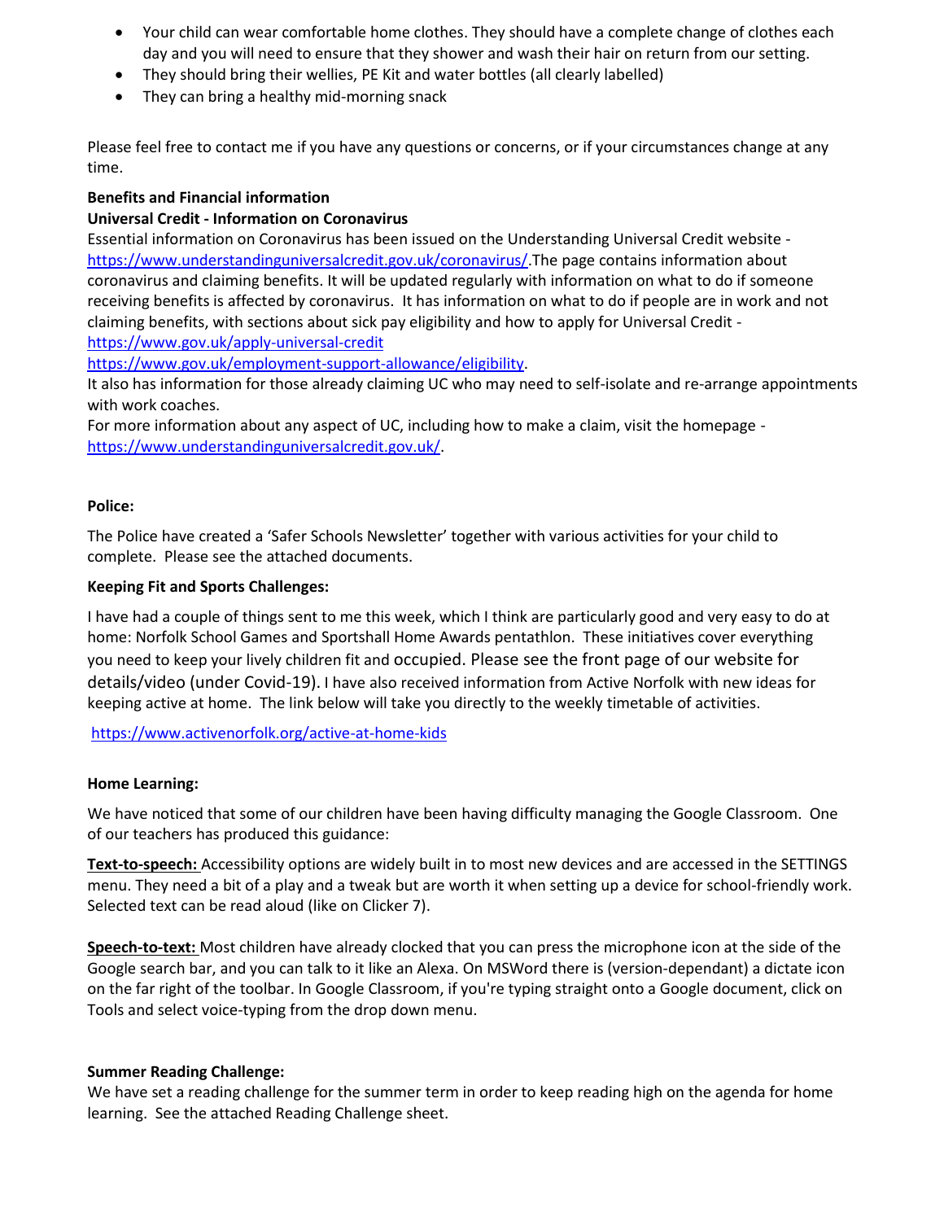- Your child can wear comfortable home clothes. They should have a complete change of clothes each day and you will need to ensure that they shower and wash their hair on return from our setting.
- They should bring their wellies, PE Kit and water bottles (all clearly labelled)
- They can bring a healthy mid-morning snack

Please feel free to contact me if you have any questions or concerns, or if your circumstances change at any time.

**Benefits and Financial information**

**Universal Credit - Information on Coronavirus**

Essential information on Coronavirus has been issued on the Understanding Universal Credit website - https://www.understandinguniversalcredit.gov.uk/coronavirus/.The page contains information about coronavirus and claiming benefits. It will be updated regularly with information on what to do if someone receiving benefits is affected by coronavirus. It has information on what to do if people are in work and not claiming benefits, with sections about sick pay eligibility and how to apply for Universal Credit - https://www.gov.uk/apply-universal-credit
https://www.gov.uk/employment-support-allowance/eligibility.
It also has information for those already claiming UC who may need to self-isolate and re-arrange appointments with work coaches.
For more information about any aspect of UC, including how to make a claim, visit the homepage - https://www.understandinguniversalcredit.gov.uk/.

**Police:**

The Police have created a 'Safer Schools Newsletter' together with various activities for your child to complete. Please see the attached documents.

**Keeping Fit and Sports Challenges:**

I have had a couple of things sent to me this week, which I think are particularly good and very easy to do at home: Norfolk School Games and Sportshall Home Awards pentathlon. These initiatives cover everything you need to keep your lively children fit and occupied. Please see the front page of our website for details/video (under Covid-19). I have also received information from Active Norfolk with new ideas for keeping active at home. The link below will take you directly to the weekly timetable of activities.

https://www.activenorfolk.org/active-at-home-kids

**Home Learning:**

We have noticed that some of our children have been having difficulty managing the Google Classroom. One of our teachers has produced this guidance:

**Text-to-speech:** Accessibility options are widely built in to most new devices and are accessed in the SETTINGS menu. They need a bit of a play and a tweak but are worth it when setting up a device for school-friendly work. Selected text can be read aloud (like on Clicker 7).

**Speech-to-text:** Most children have already clocked that you can press the microphone icon at the side of the Google search bar, and you can talk to it like an Alexa. On MSWord there is (version-dependant) a dictate icon on the far right of the toolbar. In Google Classroom, if you're typing straight onto a Google document, click on Tools and select voice-typing from the drop down menu.

**Summer Reading Challenge:**

We have set a reading challenge for the summer term in order to keep reading high on the agenda for home learning. See the attached Reading Challenge sheet.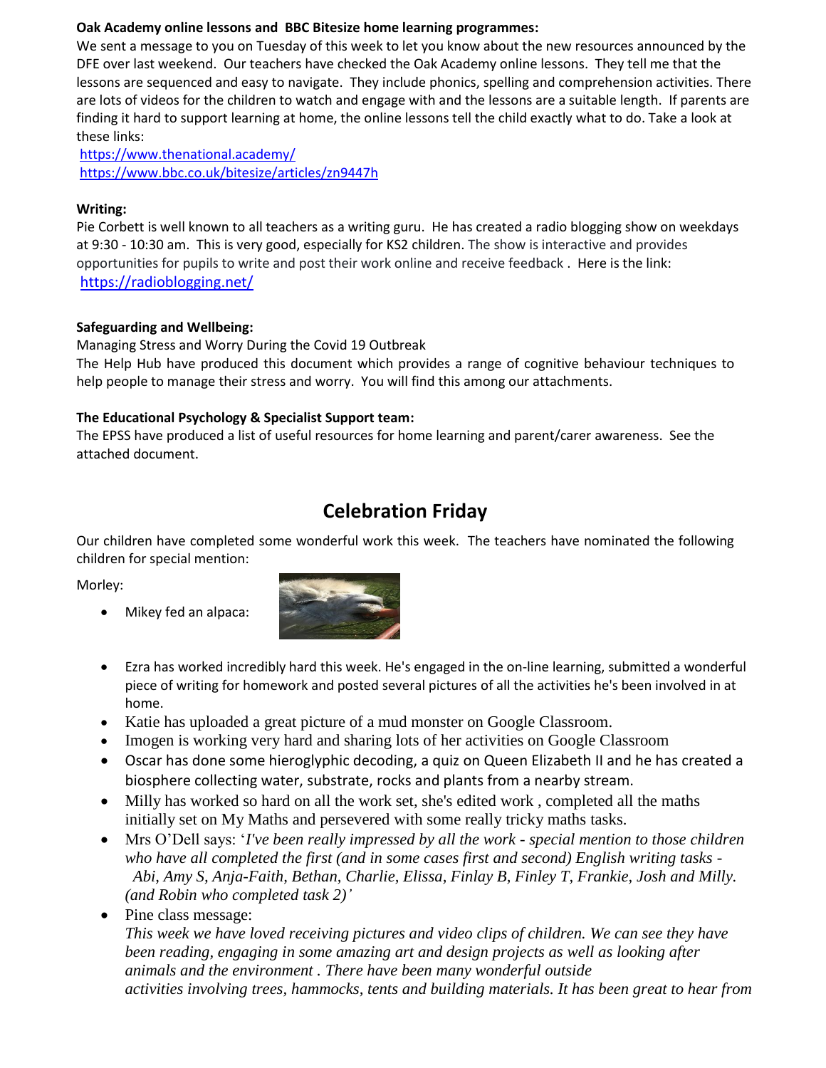**Oak Academy online lessons and BBC Bitesize home learning programmes:**
We sent a message to you on Tuesday of this week to let you know about the new resources announced by the DFE over last weekend. Our teachers have checked the Oak Academy online lessons. They tell me that the lessons are sequenced and easy to navigate. They include phonics, spelling and comprehension activities. There are lots of videos for the children to watch and engage with and the lessons are a suitable length. If parents are finding it hard to support learning at home, the online lessons tell the child exactly what to do. Take a look at these links:
https://www.thenational.academy/
https://www.bbc.co.uk/bitesize/articles/zn9447h

**Writing:**
Pie Corbett is well known to all teachers as a writing guru. He has created a radio blogging show on weekdays at 9:30 - 10:30 am. This is very good, especially for KS2 children. The show is interactive and provides opportunities for pupils to write and post their work online and receive feedback . Here is the link:
https://radioblogging.net/

**Safeguarding and Wellbeing:**
Managing Stress and Worry During the Covid 19 Outbreak
The Help Hub have produced this document which provides a range of cognitive behaviour techniques to help people to manage their stress and worry. You will find this among our attachments.

**The Educational Psychology & Specialist Support team:**
The EPSS have produced a list of useful resources for home learning and parent/carer awareness. See the attached document.

## Celebration Friday

Our children have completed some wonderful work this week. The teachers have nominated the following children for special mention:

Morley:

- Mikey fed an alpaca:
- Ezra has worked incredibly hard this week. He's engaged in the on-line learning, submitted a wonderful piece of writing for homework and posted several pictures of all the activities he's been involved in at home.
- Katie has uploaded a great picture of a mud monster on Google Classroom.
- Imogen is working very hard and sharing lots of her activities on Google Classroom
- Oscar has done some hieroglyphic decoding, a quiz on Queen Elizabeth II and he has created a biosphere collecting water, substrate, rocks and plants from a nearby stream.
- Milly has worked so hard on all the work set, she's edited work , completed all the maths initially set on My Maths and persevered with some really tricky maths tasks.
- Mrs O'Dell says: '*I've been really impressed by all the work - special mention to those children who have all completed the first (and in some cases first and second) English writing tasks - Abi, Amy S, Anja-Faith, Bethan, Charlie, Elissa, Finlay B, Finley T, Frankie, Josh and Milly. (and Robin who completed task 2)'*
- Pine class message:
  *This week we have loved receiving pictures and video clips of children. We can see they have been reading, engaging in some amazing art and design projects as well as looking after animals and the environment . There have been many wonderful outside activities involving trees, hammocks, tents and building materials. It has been great to hear from*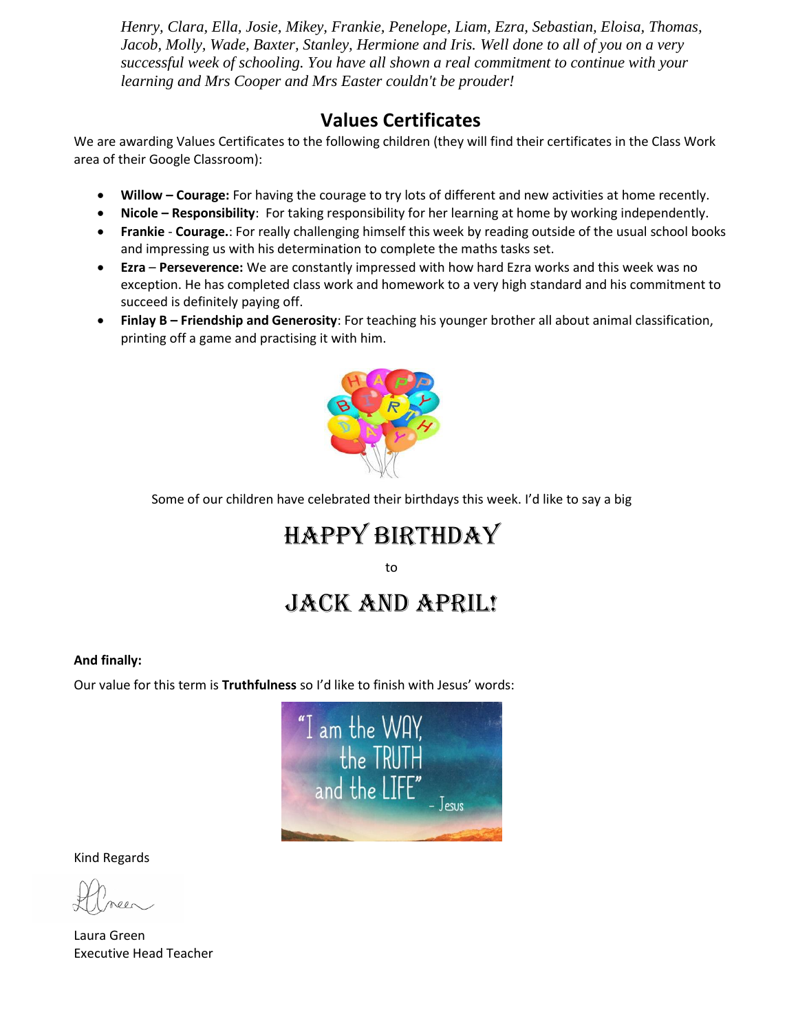*Henry, Clara, Ella, Josie, Mikey, Frankie, Penelope, Liam, Ezra, Sebastian, Eloisa, Thomas, Jacob, Molly, Wade, Baxter, Stanley, Hermione and Iris. Well done to all of you on a very successful week of schooling. You have all shown a real commitment to continue with your learning and Mrs Cooper and Mrs Easter couldn't be prouder!*

## Values Certificates

We are awarding Values Certificates to the following children (they will find their certificates in the Class Work area of their Google Classroom):

- **Willow – Courage:** For having the courage to try lots of different and new activities at home recently.
- **Nicole – Responsibility**: For taking responsibility for her learning at home by working independently.
- **Frankie** - **Courage.**: For really challenging himself this week by reading outside of the usual school books and impressing us with his determination to complete the maths tasks set.
- **Ezra** – **Perseverence:** We are constantly impressed with how hard Ezra works and this week was no exception. He has completed class work and homework to a very high standard and his commitment to succeed is definitely paying off.
- **Finlay B – Friendship and Generosity**: For teaching his younger brother all about animal classification, printing off a game and practising it with him.

Some of our children have celebrated their birthdays this week. I'd like to say a big

# HAPPY BIRTHDAY

to

# JACK AND APRIL!

**And finally:**

Our value for this term is **Truthfulness** so I'd like to finish with Jesus' words:

"I am the WAY, the TRUTH and the LIFE" - Jesus

Kind Regards

Laura Green
Executive Head Teacher